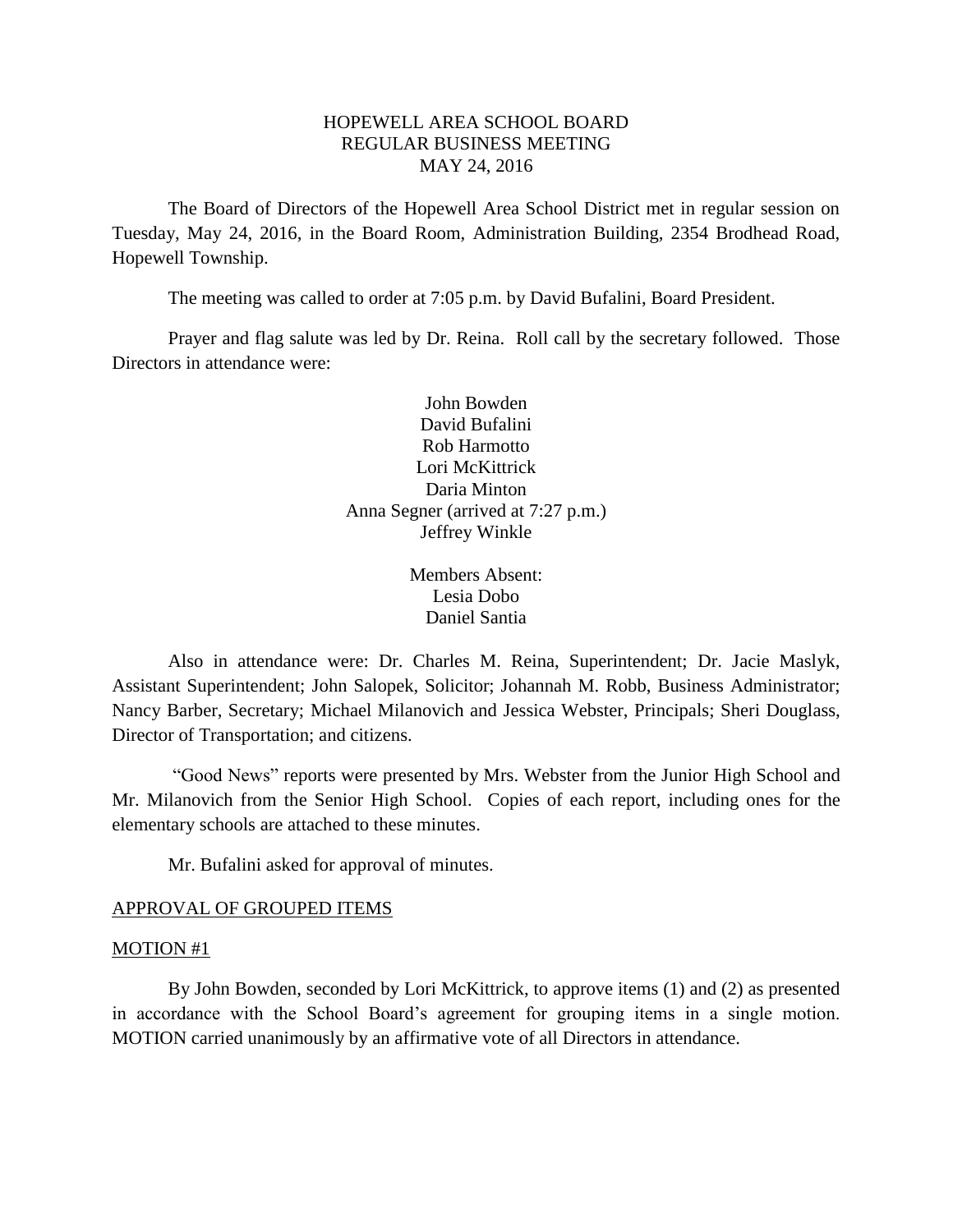# HOPEWELL AREA SCHOOL BOARD
## REGULAR BUSINESS MEETING
## MAY 24, 2016

The Board of Directors of the Hopewell Area School District met in regular session on Tuesday, May 24, 2016, in the Board Room, Administration Building, 2354 Brodhead Road, Hopewell Township.

The meeting was called to order at 7:05 p.m. by David Bufalini, Board President.

Prayer and flag salute was led by Dr. Reina. Roll call by the secretary followed. Those Directors in attendance were:

John Bowden
David Bufalini
Rob Harmotto
Lori McKittrick
Daria Minton
Anna Segner (arrived at 7:27 p.m.)
Jeffrey Winkle

Members Absent:
Lesia Dobo
Daniel Santia

Also in attendance were: Dr. Charles M. Reina, Superintendent; Dr. Jacie Maslyk, Assistant Superintendent; John Salopek, Solicitor; Johannah M. Robb, Business Administrator; Nancy Barber, Secretary; Michael Milanovich and Jessica Webster, Principals; Sheri Douglass, Director of Transportation; and citizens.

"Good News" reports were presented by Mrs. Webster from the Junior High School and Mr. Milanovich from the Senior High School. Copies of each report, including ones for the elementary schools are attached to these minutes.

Mr. Bufalini asked for approval of minutes.

APPROVAL OF GROUPED ITEMS

MOTION #1

By John Bowden, seconded by Lori McKittrick, to approve items (1) and (2) as presented in accordance with the School Board's agreement for grouping items in a single motion. MOTION carried unanimously by an affirmative vote of all Directors in attendance.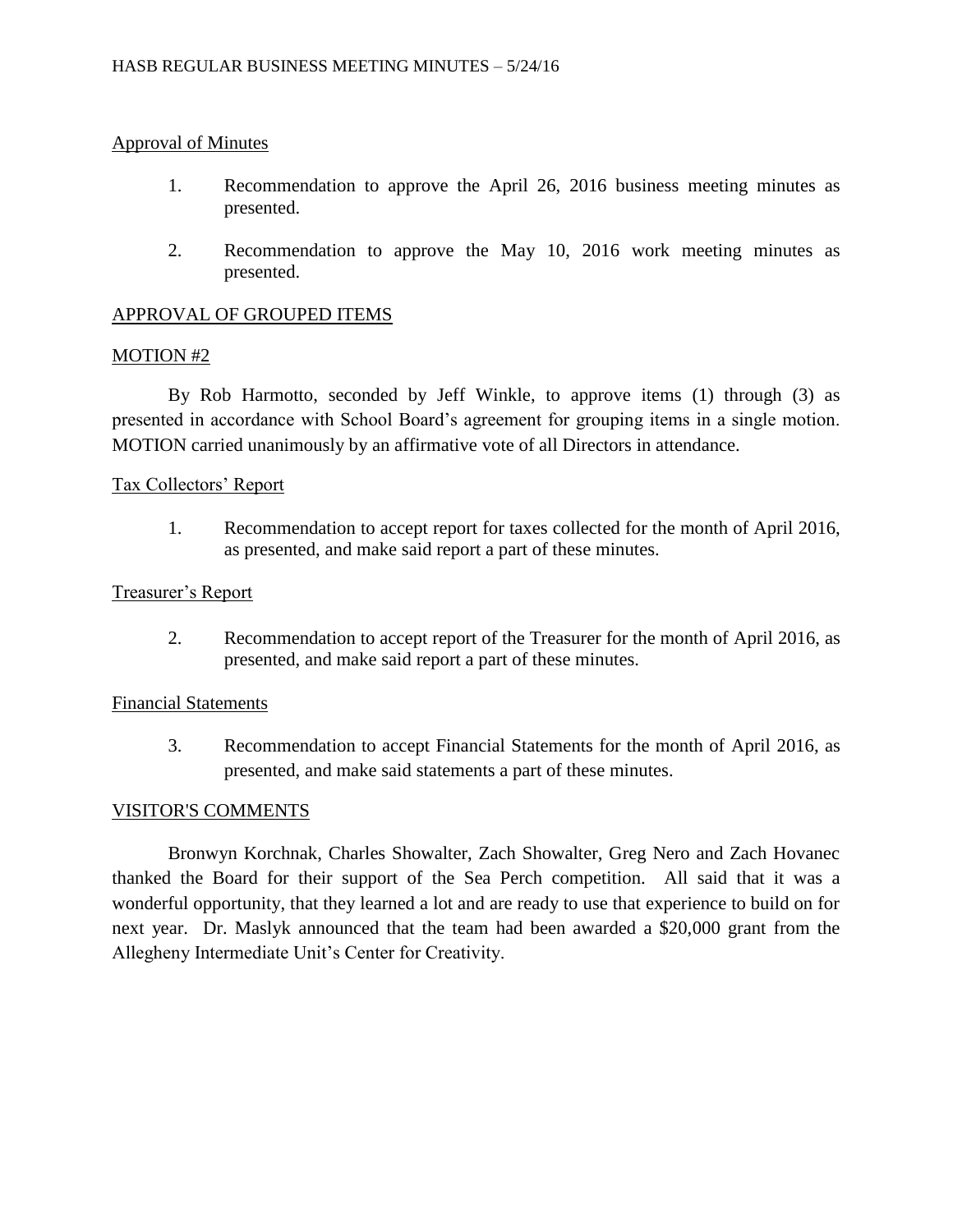Approval of Minutes

1. Recommendation to approve the April 26, 2016 business meeting minutes as presented.

2. Recommendation to approve the May 10, 2016 work meeting minutes as presented.

## APPROVAL OF GROUPED ITEMS

### MOTION #2

By Rob Harmotto, seconded by Jeff Winkle, to approve items (1) through (3) as presented in accordance with School Board's agreement for grouping items in a single motion. MOTION carried unanimously by an affirmative vote of all Directors in attendance.

Tax Collectors' Report

1. Recommendation to accept report for taxes collected for the month of April 2016, as presented, and make said report a part of these minutes.

Treasurer's Report

2. Recommendation to accept report of the Treasurer for the month of April 2016, as presented, and make said report a part of these minutes.

Financial Statements

3. Recommendation to accept Financial Statements for the month of April 2016, as presented, and make said statements a part of these minutes.

## VISITOR'S COMMENTS

Bronwyn Korchnak, Charles Showalter, Zach Showalter, Greg Nero and Zach Hovanec thanked the Board for their support of the Sea Perch competition. All said that it was a wonderful opportunity, that they learned a lot and are ready to use that experience to build on for next year. Dr. Maslyk announced that the team had been awarded a $20,000 grant from the Allegheny Intermediate Unit's Center for Creativity.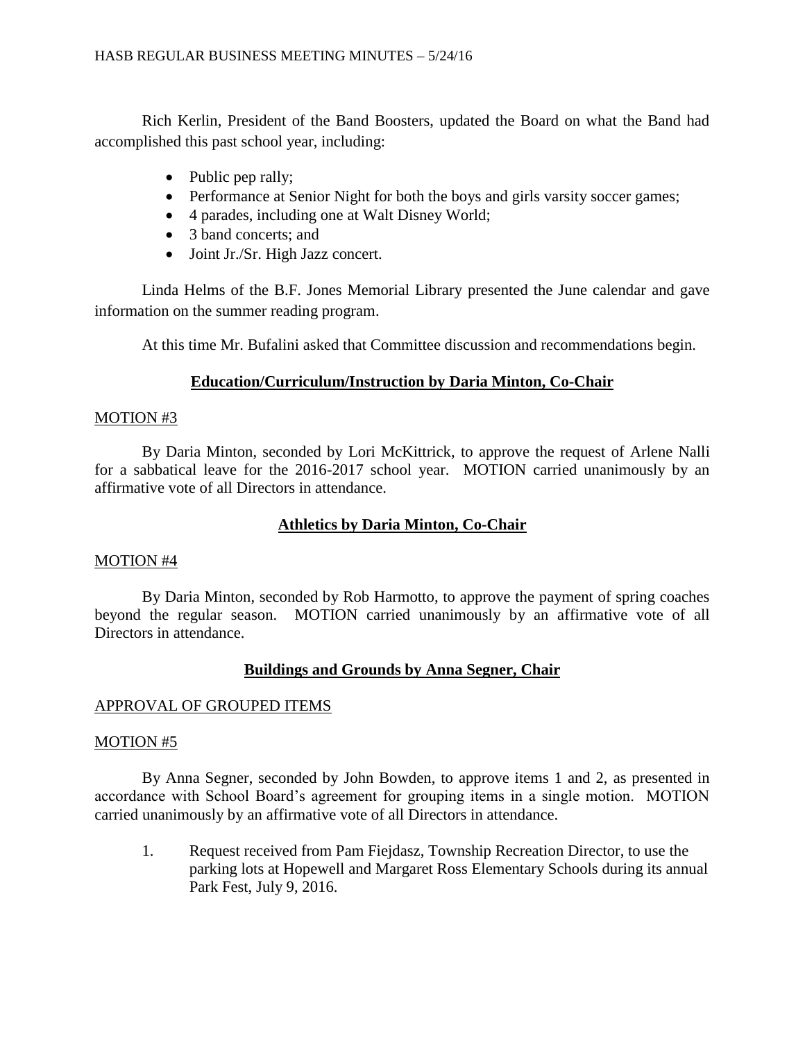Rich Kerlin, President of the Band Boosters, updated the Board on what the Band had accomplished this past school year, including:

- Public pep rally;
- Performance at Senior Night for both the boys and girls varsity soccer games;
- 4 parades, including one at Walt Disney World;
- 3 band concerts; and
- Joint Jr./Sr. High Jazz concert.

Linda Helms of the B.F. Jones Memorial Library presented the June calendar and gave information on the summer reading program.

At this time Mr. Bufalini asked that Committee discussion and recommendations begin.

## Education/Curriculum/Instruction by Daria Minton, Co-Chair

MOTION #3

By Daria Minton, seconded by Lori McKittrick, to approve the request of Arlene Nalli for a sabbatical leave for the 2016-2017 school year. MOTION carried unanimously by an affirmative vote of all Directors in attendance.

## Athletics by Daria Minton, Co-Chair

MOTION #4

By Daria Minton, seconded by Rob Harmotto, to approve the payment of spring coaches beyond the regular season. MOTION carried unanimously by an affirmative vote of all Directors in attendance.

## Buildings and Grounds by Anna Segner, Chair

APPROVAL OF GROUPED ITEMS

MOTION #5

By Anna Segner, seconded by John Bowden, to approve items 1 and 2, as presented in accordance with School Board's agreement for grouping items in a single motion. MOTION carried unanimously by an affirmative vote of all Directors in attendance.

1. Request received from Pam Fiejdasz, Township Recreation Director, to use the parking lots at Hopewell and Margaret Ross Elementary Schools during its annual Park Fest, July 9, 2016.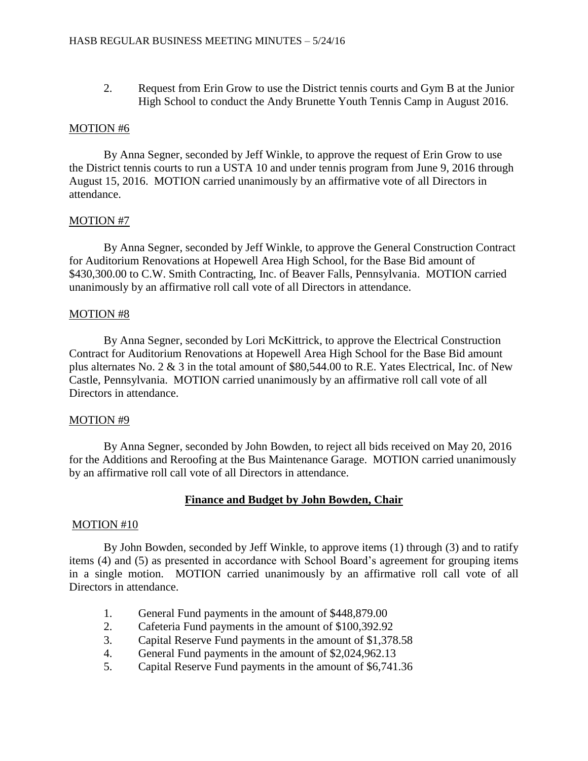2. Request from Erin Grow to use the District tennis courts and Gym B at the Junior High School to conduct the Andy Brunette Youth Tennis Camp in August 2016.

MOTION #6

By Anna Segner, seconded by Jeff Winkle, to approve the request of Erin Grow to use the District tennis courts to run a USTA 10 and under tennis program from June 9, 2016 through August 15, 2016. MOTION carried unanimously by an affirmative vote of all Directors in attendance.

MOTION #7

By Anna Segner, seconded by Jeff Winkle, to approve the General Construction Contract for Auditorium Renovations at Hopewell Area High School, for the Base Bid amount of $430,300.00 to C.W. Smith Contracting, Inc. of Beaver Falls, Pennsylvania. MOTION carried unanimously by an affirmative roll call vote of all Directors in attendance.

MOTION #8

By Anna Segner, seconded by Lori McKittrick, to approve the Electrical Construction Contract for Auditorium Renovations at Hopewell Area High School for the Base Bid amount plus alternates No. 2 & 3 in the total amount of $80,544.00 to R.E. Yates Electrical, Inc. of New Castle, Pennsylvania. MOTION carried unanimously by an affirmative roll call vote of all Directors in attendance.

MOTION #9

By Anna Segner, seconded by John Bowden, to reject all bids received on May 20, 2016 for the Additions and Reroofing at the Bus Maintenance Garage. MOTION carried unanimously by an affirmative roll call vote of all Directors in attendance.

## Finance and Budget by John Bowden, Chair

MOTION #10

By John Bowden, seconded by Jeff Winkle, to approve items (1) through (3) and to ratify items (4) and (5) as presented in accordance with School Board's agreement for grouping items in a single motion. MOTION carried unanimously by an affirmative roll call vote of all Directors in attendance.

1. General Fund payments in the amount of $448,879.00
2. Cafeteria Fund payments in the amount of $100,392.92
3. Capital Reserve Fund payments in the amount of $1,378.58
4. General Fund payments in the amount of $2,024,962.13
5. Capital Reserve Fund payments in the amount of $6,741.36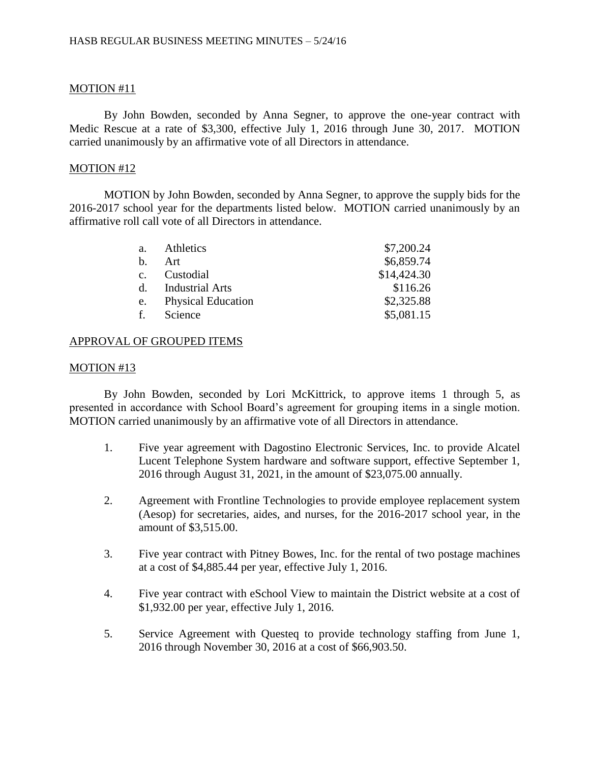MOTION #11

By John Bowden, seconded by Anna Segner, to approve the one-year contract with Medic Rescue at a rate of $3,300, effective July 1, 2016 through June 30, 2017. MOTION carried unanimously by an affirmative vote of all Directors in attendance.

MOTION #12

MOTION by John Bowden, seconded by Anna Segner, to approve the supply bids for the 2016-2017 school year for the departments listed below. MOTION carried unanimously by an affirmative roll call vote of all Directors in attendance.

| | | |
|---|---|---|
| a. | Athletics | $7,200.24 |
| b. | Art | $6,859.74 |
| c. | Custodial | $14,424.30 |
| d. | Industrial Arts | $116.26 |
| e. | Physical Education | $2,325.88 |
| f. | Science | $5,081.15 |

APPROVAL OF GROUPED ITEMS

MOTION #13

By John Bowden, seconded by Lori McKittrick, to approve items 1 through 5, as presented in accordance with School Board's agreement for grouping items in a single motion. MOTION carried unanimously by an affirmative vote of all Directors in attendance.

1. Five year agreement with Dagostino Electronic Services, Inc. to provide Alcatel Lucent Telephone System hardware and software support, effective September 1, 2016 through August 31, 2021, in the amount of $23,075.00 annually.

2. Agreement with Frontline Technologies to provide employee replacement system (Aesop) for secretaries, aides, and nurses, for the 2016-2017 school year, in the amount of $3,515.00.

3. Five year contract with Pitney Bowes, Inc. for the rental of two postage machines at a cost of $4,885.44 per year, effective July 1, 2016.

4. Five year contract with eSchool View to maintain the District website at a cost of $1,932.00 per year, effective July 1, 2016.

5. Service Agreement with Questeq to provide technology staffing from June 1, 2016 through November 30, 2016 at a cost of $66,903.50.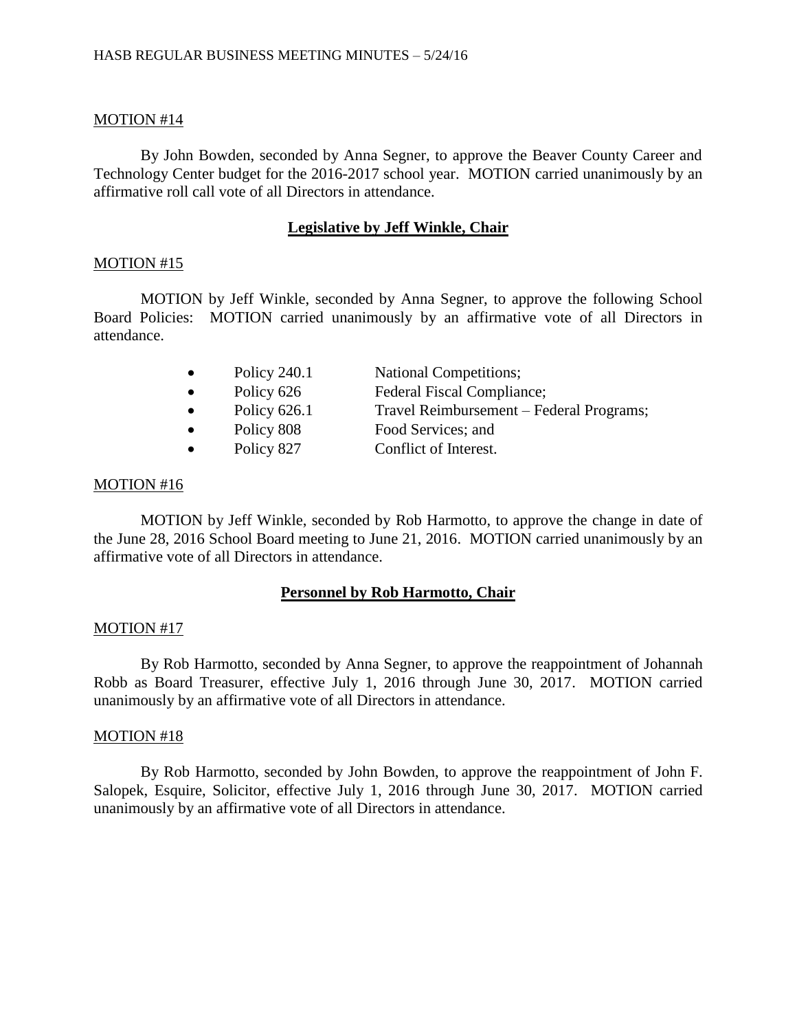MOTION #14

By John Bowden, seconded by Anna Segner, to approve the Beaver County Career and Technology Center budget for the 2016-2017 school year. MOTION carried unanimously by an affirmative roll call vote of all Directors in attendance.

## Legislative by Jeff Winkle, Chair

MOTION #15

MOTION by Jeff Winkle, seconded by Anna Segner, to approve the following School Board Policies: MOTION carried unanimously by an affirmative vote of all Directors in attendance.

- Policy 240.1 National Competitions;
- Policy 626 Federal Fiscal Compliance;
- Policy 626.1 Travel Reimbursement – Federal Programs;
- Policy 808 Food Services; and
- Policy 827 Conflict of Interest.

MOTION #16

MOTION by Jeff Winkle, seconded by Rob Harmotto, to approve the change in date of the June 28, 2016 School Board meeting to June 21, 2016. MOTION carried unanimously by an affirmative vote of all Directors in attendance.

## Personnel by Rob Harmotto, Chair

MOTION #17

By Rob Harmotto, seconded by Anna Segner, to approve the reappointment of Johannah Robb as Board Treasurer, effective July 1, 2016 through June 30, 2017. MOTION carried unanimously by an affirmative vote of all Directors in attendance.

MOTION #18

By Rob Harmotto, seconded by John Bowden, to approve the reappointment of John F. Salopek, Esquire, Solicitor, effective July 1, 2016 through June 30, 2017. MOTION carried unanimously by an affirmative vote of all Directors in attendance.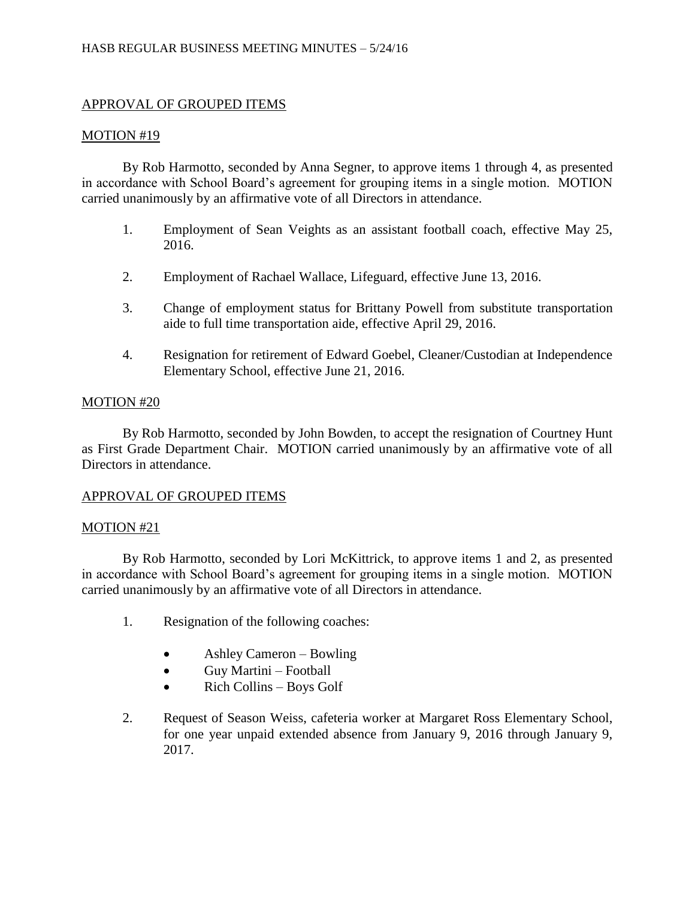## APPROVAL OF GROUPED ITEMS

### MOTION #19

By Rob Harmotto, seconded by Anna Segner, to approve items 1 through 4, as presented in accordance with School Board's agreement for grouping items in a single motion. MOTION carried unanimously by an affirmative vote of all Directors in attendance.

1. Employment of Sean Veights as an assistant football coach, effective May 25, 2016.

2. Employment of Rachael Wallace, Lifeguard, effective June 13, 2016.

3. Change of employment status for Brittany Powell from substitute transportation aide to full time transportation aide, effective April 29, 2016.

4. Resignation for retirement of Edward Goebel, Cleaner/Custodian at Independence Elementary School, effective June 21, 2016.

### MOTION #20

By Rob Harmotto, seconded by John Bowden, to accept the resignation of Courtney Hunt as First Grade Department Chair. MOTION carried unanimously by an affirmative vote of all Directors in attendance.

## APPROVAL OF GROUPED ITEMS

### MOTION #21

By Rob Harmotto, seconded by Lori McKittrick, to approve items 1 and 2, as presented in accordance with School Board's agreement for grouping items in a single motion. MOTION carried unanimously by an affirmative vote of all Directors in attendance.

1. Resignation of the following coaches:

   - Ashley Cameron – Bowling
   - Guy Martini – Football
   - Rich Collins – Boys Golf

2. Request of Season Weiss, cafeteria worker at Margaret Ross Elementary School, for one year unpaid extended absence from January 9, 2016 through January 9, 2017.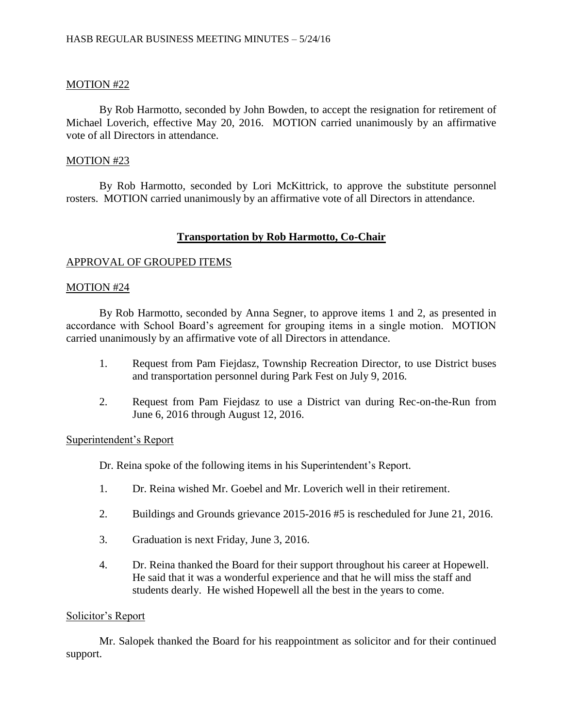MOTION #22

By Rob Harmotto, seconded by John Bowden, to accept the resignation for retirement of Michael Loverich, effective May 20, 2016. MOTION carried unanimously by an affirmative vote of all Directors in attendance.

MOTION #23

By Rob Harmotto, seconded by Lori McKittrick, to approve the substitute personnel rosters. MOTION carried unanimously by an affirmative vote of all Directors in attendance.

## **Transportation by Rob Harmotto, Co-Chair**

APPROVAL OF GROUPED ITEMS

MOTION #24

By Rob Harmotto, seconded by Anna Segner, to approve items 1 and 2, as presented in accordance with School Board's agreement for grouping items in a single motion. MOTION carried unanimously by an affirmative vote of all Directors in attendance.

1. Request from Pam Fiejdasz, Township Recreation Director, to use District buses and transportation personnel during Park Fest on July 9, 2016.

2. Request from Pam Fiejdasz to use a District van during Rec-on-the-Run from June 6, 2016 through August 12, 2016.

Superintendent's Report

Dr. Reina spoke of the following items in his Superintendent's Report.

1. Dr. Reina wished Mr. Goebel and Mr. Loverich well in their retirement.

2. Buildings and Grounds grievance 2015-2016 #5 is rescheduled for June 21, 2016.

3. Graduation is next Friday, June 3, 2016.

4. Dr. Reina thanked the Board for their support throughout his career at Hopewell. He said that it was a wonderful experience and that he will miss the staff and students dearly. He wished Hopewell all the best in the years to come.

Solicitor's Report

Mr. Salopek thanked the Board for his reappointment as solicitor and for their continued support.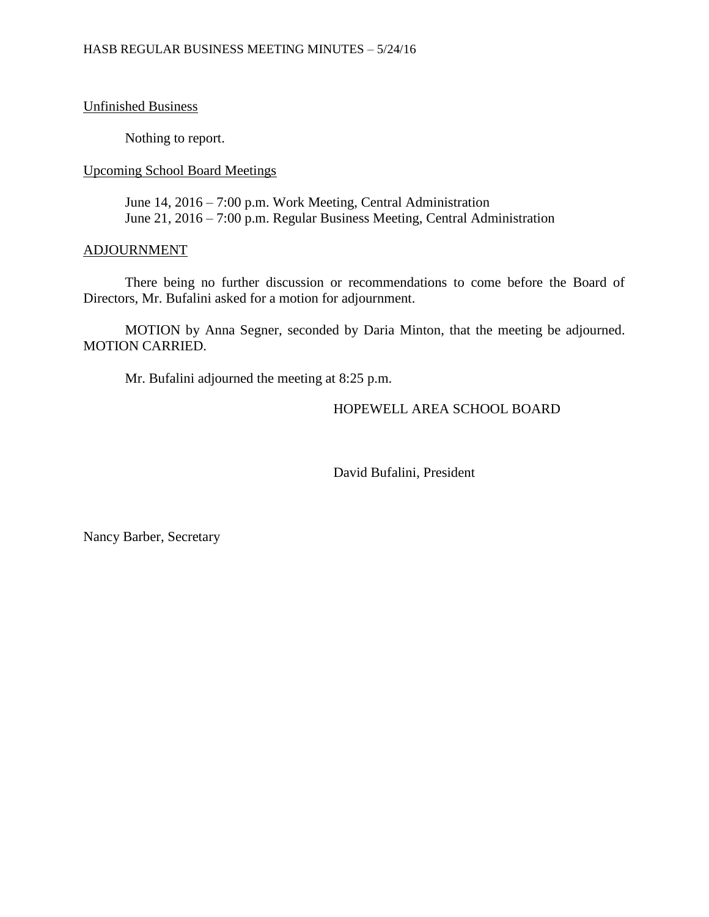Unfinished Business

Nothing to report.

Upcoming School Board Meetings

June 14, 2016 – 7:00 p.m. Work Meeting, Central Administration
June 21, 2016 – 7:00 p.m. Regular Business Meeting, Central Administration

ADJOURNMENT

There being no further discussion or recommendations to come before the Board of Directors, Mr. Bufalini asked for a motion for adjournment.

MOTION by Anna Segner, seconded by Daria Minton, that the meeting be adjourned. MOTION CARRIED.

Mr. Bufalini adjourned the meeting at 8:25 p.m.

HOPEWELL AREA SCHOOL BOARD

David Bufalini, President

Nancy Barber, Secretary